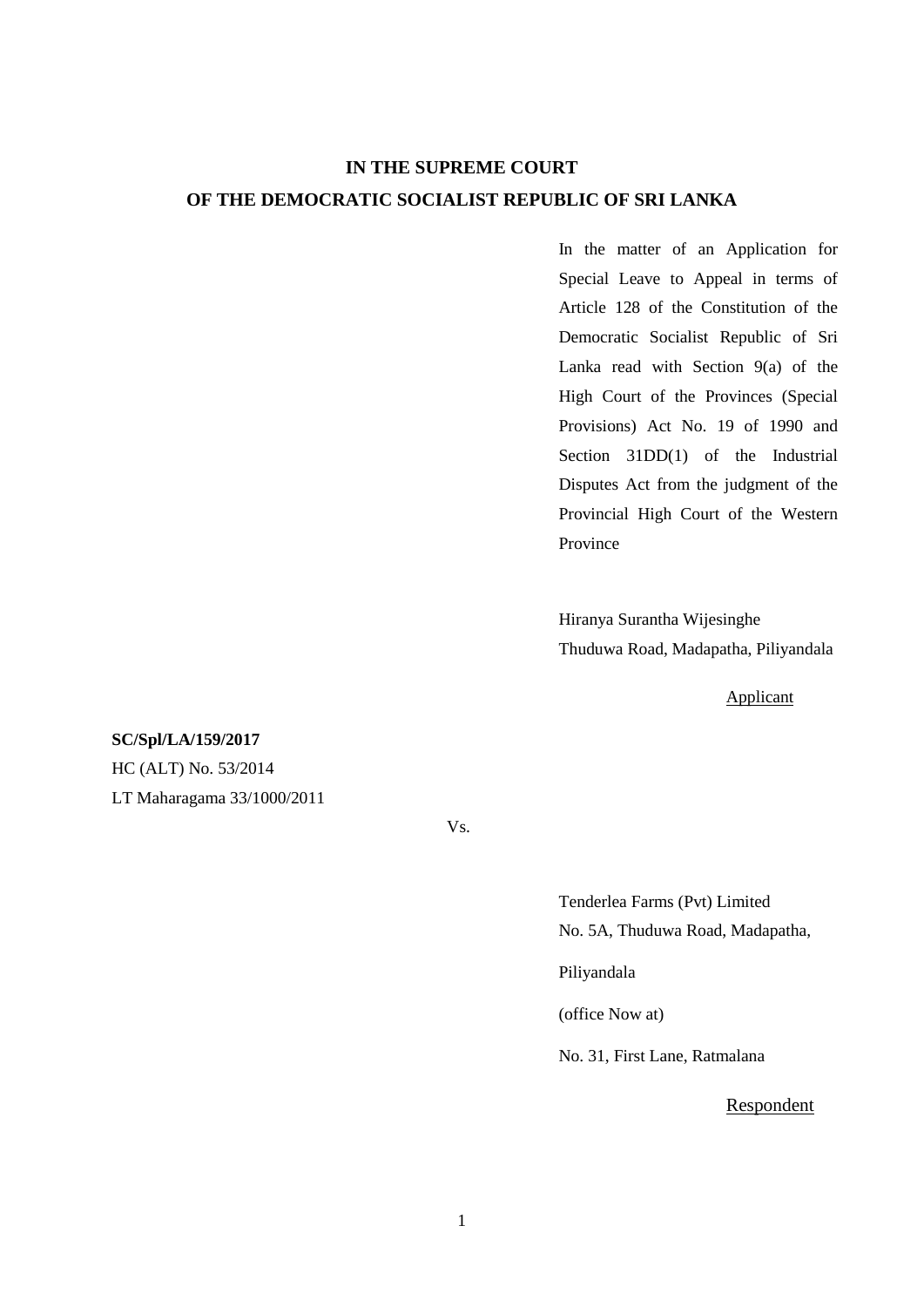**IN THE SUPREME COURT**

**OF THE DEMOCRATIC SOCIALIST REPUBLIC OF SRI LANKA**

In the matter of an Application for Special Leave to Appeal in terms of Article 128 of the Constitution of the Democratic Socialist Republic of Sri Lanka read with Section 9(a) of the High Court of the Provinces (Special Provisions) Act No. 19 of 1990 and Section 31DD(1) of the Industrial Disputes Act from the judgment of the Provincial High Court of the Western Province

Hiranya Surantha Wijesinghe
Thuduwa Road, Madapatha, Piliyandala

Applicant

**SC/Spl/LA/159/2017**
HC (ALT) No. 53/2014
LT Maharagama 33/1000/2011

Vs.

Tenderlea Farms (Pvt) Limited
No. 5A, Thuduwa Road, Madapatha,

Piliyandala

(office Now at)

No. 31, First Lane, Ratmalana

Respondent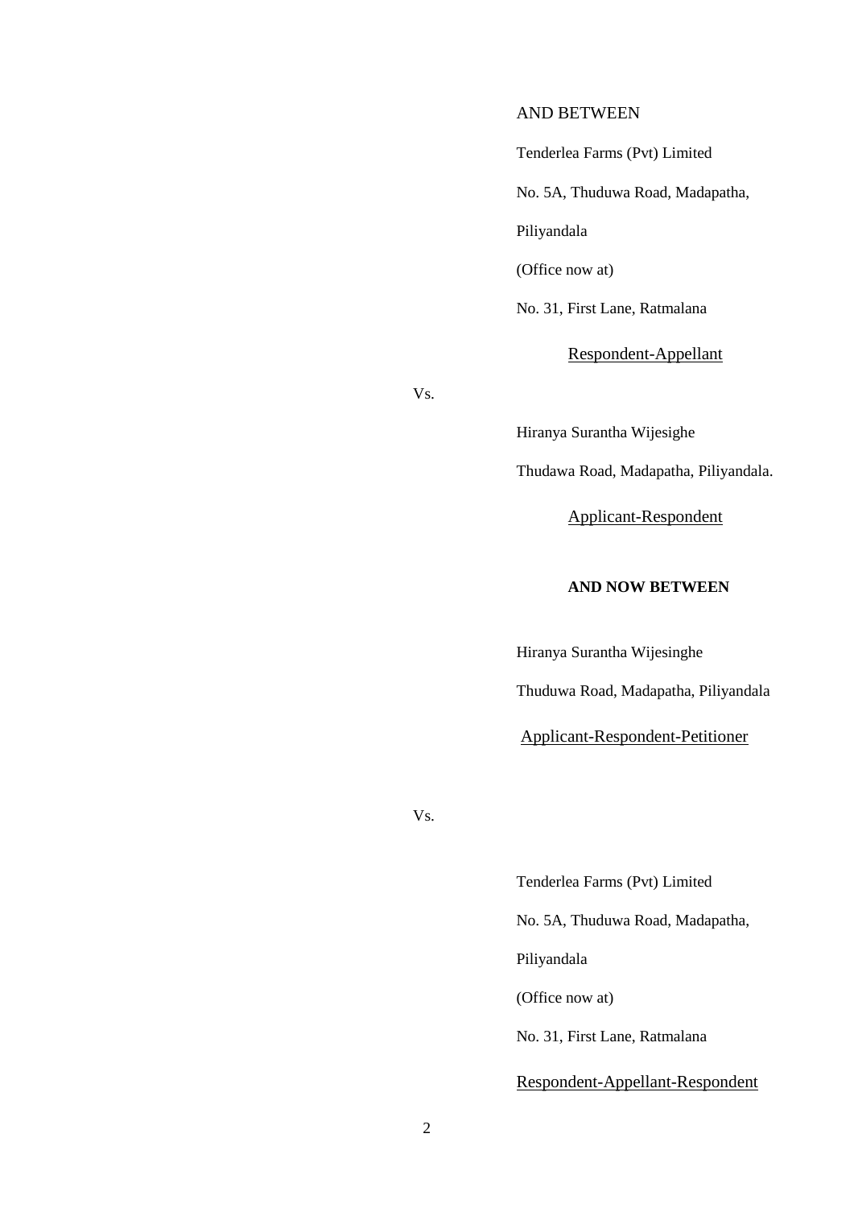AND BETWEEN

Tenderlea Farms (Pvt) Limited

No. 5A, Thuduwa Road, Madapatha,

Piliyandala

(Office now at)

No. 31, First Lane, Ratmalana

Respondent-Appellant

Vs.

Hiranya Surantha Wijesighe

Thudawa Road, Madapatha, Piliyandala.

Applicant-Respondent

**AND NOW BETWEEN**

Hiranya Surantha Wijesinghe

Thuduwa Road, Madapatha, Piliyandala

Applicant-Respondent-Petitioner

Vs.

Tenderlea Farms (Pvt) Limited

No. 5A, Thuduwa Road, Madapatha,

Piliyandala

(Office now at)

No. 31, First Lane, Ratmalana

Respondent-Appellant-Respondent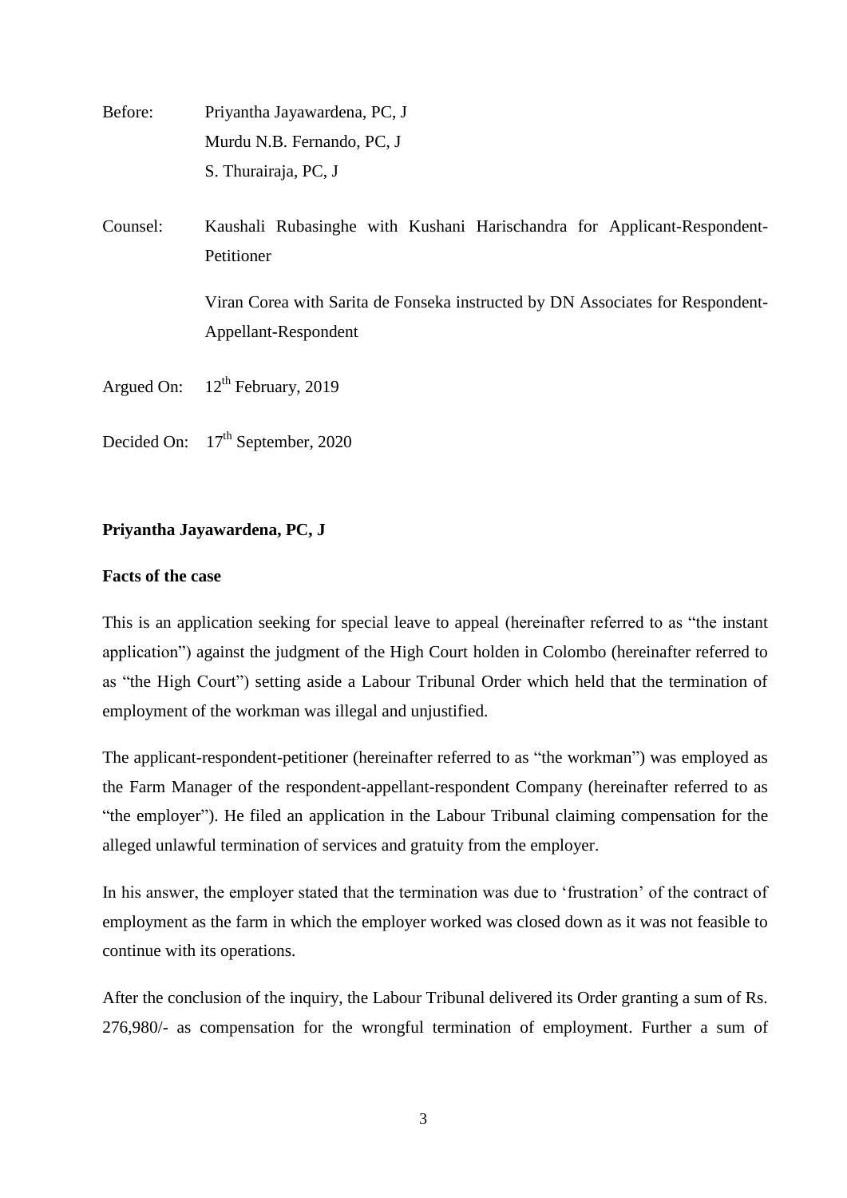Before: Priyantha Jayawardena, PC, J
Murdu N.B. Fernando, PC, J
S. Thurairaja, PC, J

Counsel: Kaushali Rubasinghe with Kushani Harischandra for Applicant-Respondent-Petitioner

Viran Corea with Sarita de Fonseka instructed by DN Associates for Respondent-Appellant-Respondent

Argued On: 12th February, 2019

Decided On: 17th September, 2020

**Priyantha Jayawardena, PC, J**

**Facts of the case**

This is an application seeking for special leave to appeal (hereinafter referred to as "the instant application") against the judgment of the High Court holden in Colombo (hereinafter referred to as "the High Court") setting aside a Labour Tribunal Order which held that the termination of employment of the workman was illegal and unjustified.

The applicant-respondent-petitioner (hereinafter referred to as "the workman") was employed as the Farm Manager of the respondent-appellant-respondent Company (hereinafter referred to as "the employer"). He filed an application in the Labour Tribunal claiming compensation for the alleged unlawful termination of services and gratuity from the employer.

In his answer, the employer stated that the termination was due to 'frustration' of the contract of employment as the farm in which the employer worked was closed down as it was not feasible to continue with its operations.

After the conclusion of the inquiry, the Labour Tribunal delivered its Order granting a sum of Rs. 276,980/- as compensation for the wrongful termination of employment. Further a sum of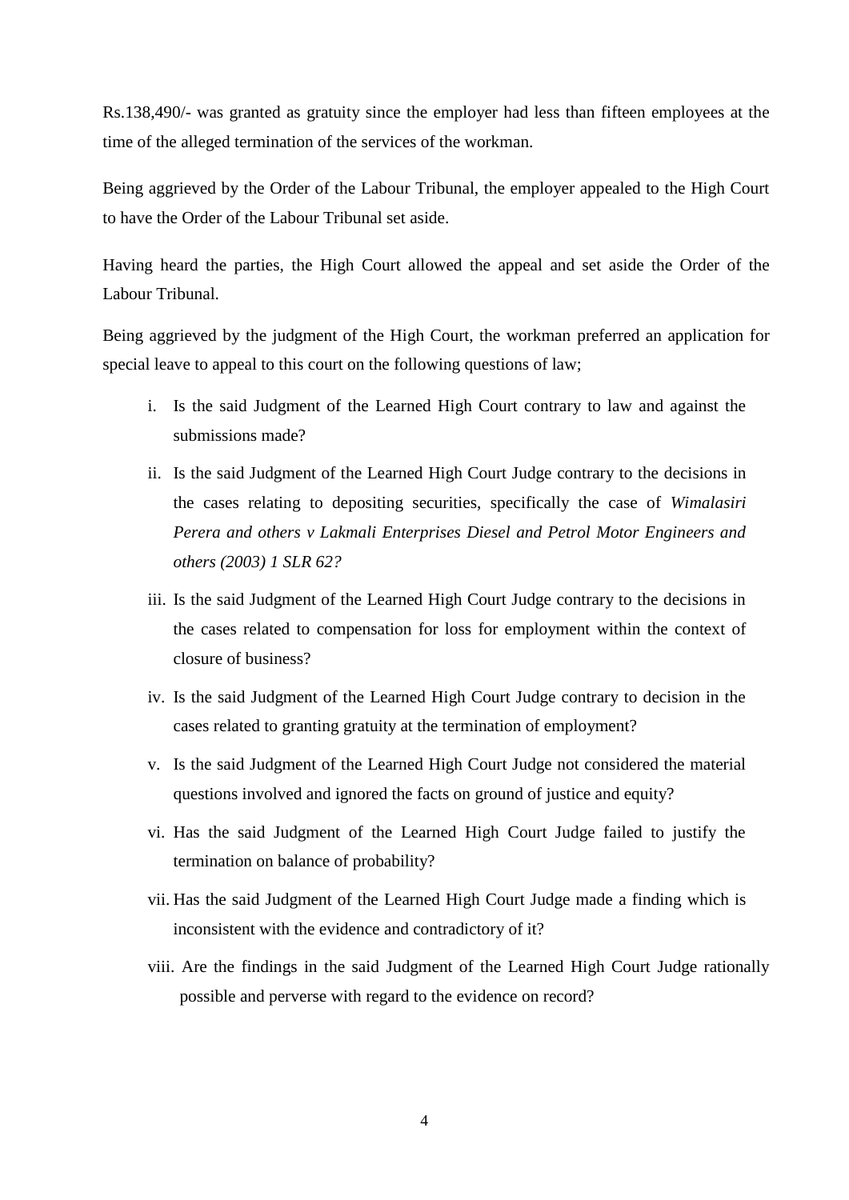Rs.138,490/- was granted as gratuity since the employer had less than fifteen employees at the time of the alleged termination of the services of the workman.

Being aggrieved by the Order of the Labour Tribunal, the employer appealed to the High Court to have the Order of the Labour Tribunal set aside.

Having heard the parties, the High Court allowed the appeal and set aside the Order of the Labour Tribunal.

Being aggrieved by the judgment of the High Court, the workman preferred an application for special leave to appeal to this court on the following questions of law;

i. Is the said Judgment of the Learned High Court contrary to law and against the submissions made?

ii. Is the said Judgment of the Learned High Court Judge contrary to the decisions in the cases relating to depositing securities, specifically the case of *Wimalasiri Perera and others v Lakmali Enterprises Diesel and Petrol Motor Engineers and others (2003) 1 SLR 62?*

iii. Is the said Judgment of the Learned High Court Judge contrary to the decisions in the cases related to compensation for loss for employment within the context of closure of business?

iv. Is the said Judgment of the Learned High Court Judge contrary to decision in the cases related to granting gratuity at the termination of employment?

v. Is the said Judgment of the Learned High Court Judge not considered the material questions involved and ignored the facts on ground of justice and equity?

vi. Has the said Judgment of the Learned High Court Judge failed to justify the termination on balance of probability?

vii. Has the said Judgment of the Learned High Court Judge made a finding which is inconsistent with the evidence and contradictory of it?

viii. Are the findings in the said Judgment of the Learned High Court Judge rationally possible and perverse with regard to the evidence on record?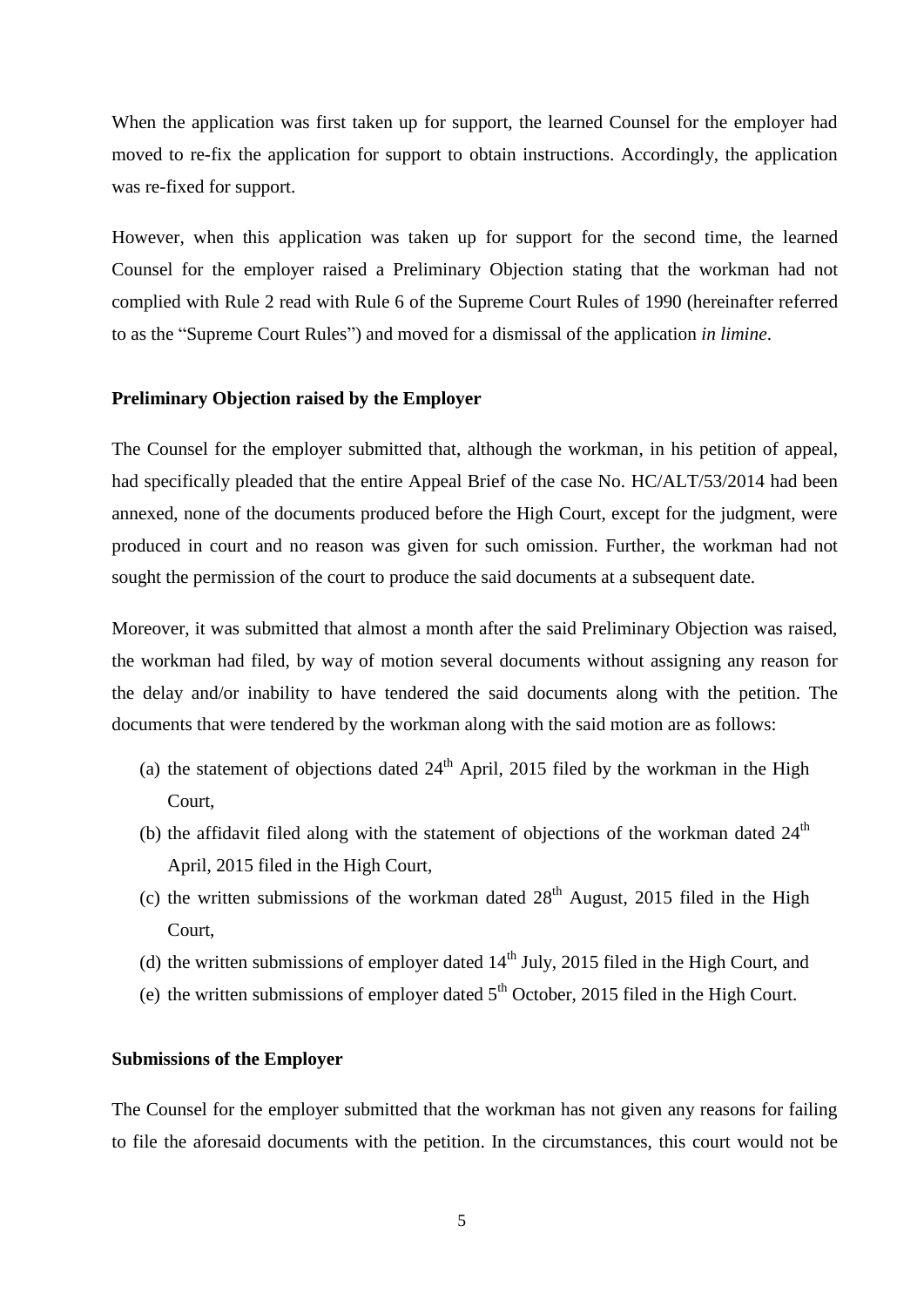When the application was first taken up for support, the learned Counsel for the employer had moved to re-fix the application for support to obtain instructions. Accordingly, the application was re-fixed for support.

However, when this application was taken up for support for the second time, the learned Counsel for the employer raised a Preliminary Objection stating that the workman had not complied with Rule 2 read with Rule 6 of the Supreme Court Rules of 1990 (hereinafter referred to as the "Supreme Court Rules") and moved for a dismissal of the application *in limine*.

**Preliminary Objection raised by the Employer**

The Counsel for the employer submitted that, although the workman, in his petition of appeal, had specifically pleaded that the entire Appeal Brief of the case No. HC/ALT/53/2014 had been annexed, none of the documents produced before the High Court, except for the judgment, were produced in court and no reason was given for such omission. Further, the workman had not sought the permission of the court to produce the said documents at a subsequent date.

Moreover, it was submitted that almost a month after the said Preliminary Objection was raised, the workman had filed, by way of motion several documents without assigning any reason for the delay and/or inability to have tendered the said documents along with the petition. The documents that were tendered by the workman along with the said motion are as follows:

(a) the statement of objections dated 24th April, 2015 filed by the workman in the High Court,

(b) the affidavit filed along with the statement of objections of the workman dated 24th April, 2015 filed in the High Court,

(c) the written submissions of the workman dated 28th August, 2015 filed in the High Court,

(d) the written submissions of employer dated 14th July, 2015 filed in the High Court, and

(e) the written submissions of employer dated 5th October, 2015 filed in the High Court.

**Submissions of the Employer**

The Counsel for the employer submitted that the workman has not given any reasons for failing to file the aforesaid documents with the petition. In the circumstances, this court would not be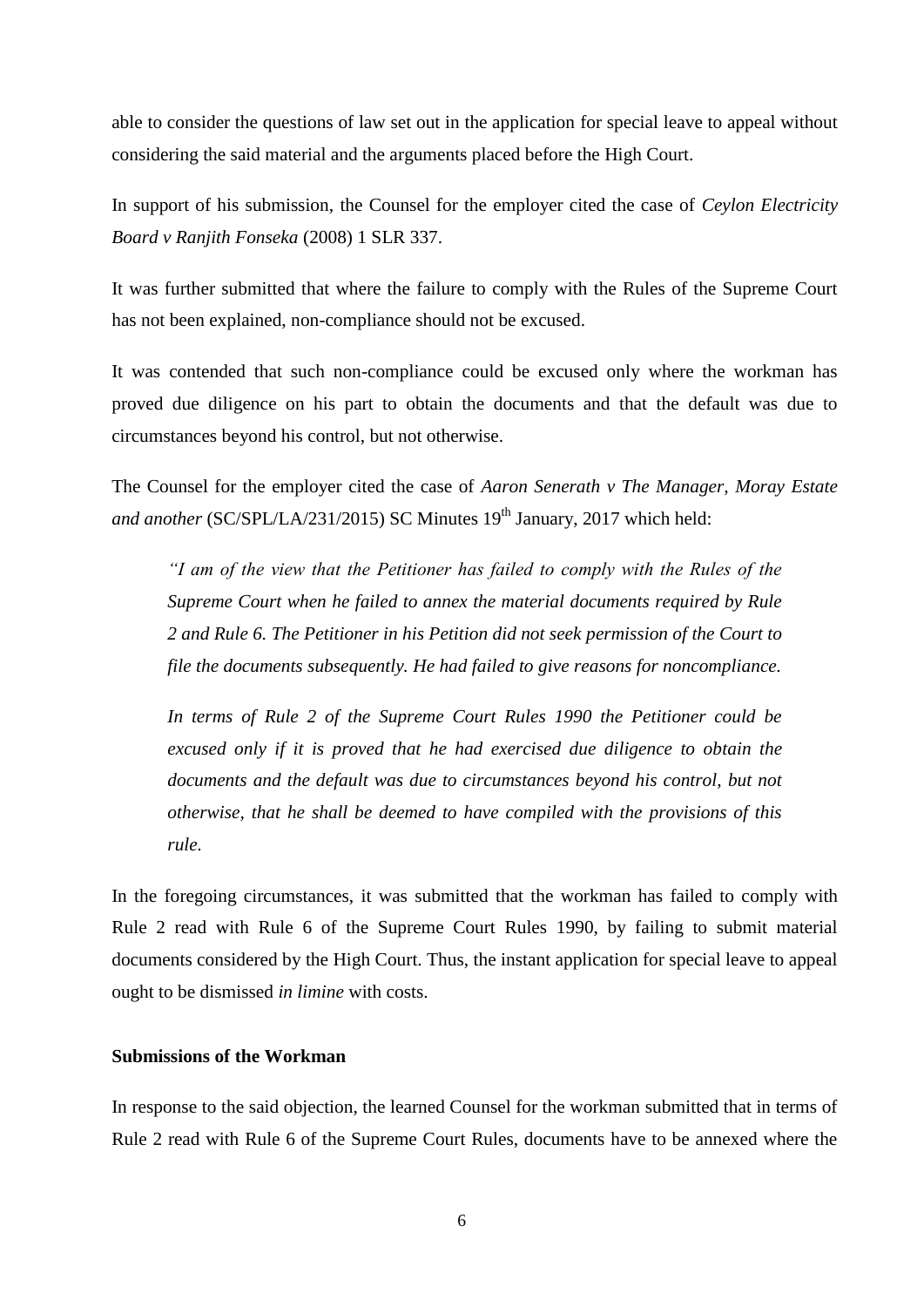able to consider the questions of law set out in the application for special leave to appeal without considering the said material and the arguments placed before the High Court.

In support of his submission, the Counsel for the employer cited the case of *Ceylon Electricity Board v Ranjith Fonseka* (2008) 1 SLR 337.

It was further submitted that where the failure to comply with the Rules of the Supreme Court has not been explained, non-compliance should not be excused.

It was contended that such non-compliance could be excused only where the workman has proved due diligence on his part to obtain the documents and that the default was due to circumstances beyond his control, but not otherwise.

The Counsel for the employer cited the case of *Aaron Senerath v The Manager, Moray Estate and another* (SC/SPL/LA/231/2015) SC Minutes 19th January, 2017 which held:

> *"I am of the view that the Petitioner has failed to comply with the Rules of the Supreme Court when he failed to annex the material documents required by Rule 2 and Rule 6. The Petitioner in his Petition did not seek permission of the Court to file the documents subsequently. He had failed to give reasons for noncompliance.*
>
> *In terms of Rule 2 of the Supreme Court Rules 1990 the Petitioner could be excused only if it is proved that he had exercised due diligence to obtain the documents and the default was due to circumstances beyond his control, but not otherwise, that he shall be deemed to have compiled with the provisions of this rule.*

In the foregoing circumstances, it was submitted that the workman has failed to comply with Rule 2 read with Rule 6 of the Supreme Court Rules 1990, by failing to submit material documents considered by the High Court. Thus, the instant application for special leave to appeal ought to be dismissed *in limine* with costs.

**Submissions of the Workman**

In response to the said objection, the learned Counsel for the workman submitted that in terms of Rule 2 read with Rule 6 of the Supreme Court Rules, documents have to be annexed where the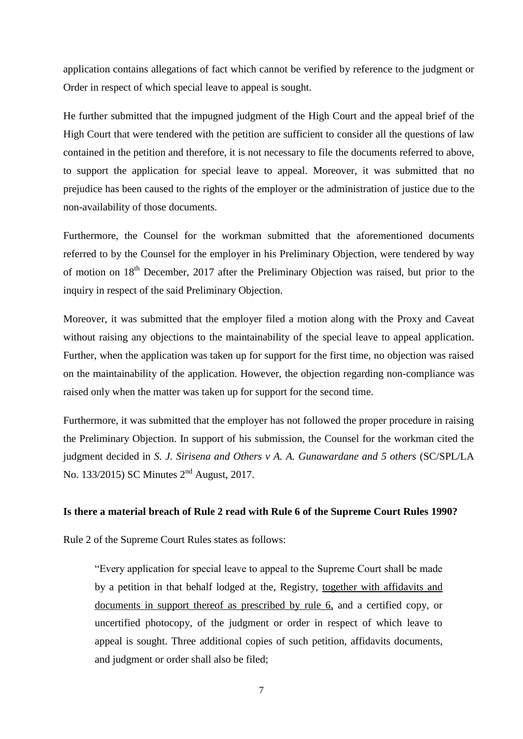application contains allegations of fact which cannot be verified by reference to the judgment or Order in respect of which special leave to appeal is sought.

He further submitted that the impugned judgment of the High Court and the appeal brief of the High Court that were tendered with the petition are sufficient to consider all the questions of law contained in the petition and therefore, it is not necessary to file the documents referred to above, to support the application for special leave to appeal. Moreover, it was submitted that no prejudice has been caused to the rights of the employer or the administration of justice due to the non-availability of those documents.

Furthermore, the Counsel for the workman submitted that the aforementioned documents referred to by the Counsel for the employer in his Preliminary Objection, were tendered by way of motion on 18th December, 2017 after the Preliminary Objection was raised, but prior to the inquiry in respect of the said Preliminary Objection.

Moreover, it was submitted that the employer filed a motion along with the Proxy and Caveat without raising any objections to the maintainability of the special leave to appeal application. Further, when the application was taken up for support for the first time, no objection was raised on the maintainability of the application. However, the objection regarding non-compliance was raised only when the matter was taken up for support for the second time.

Furthermore, it was submitted that the employer has not followed the proper procedure in raising the Preliminary Objection. In support of his submission, the Counsel for the workman cited the judgment decided in *S. J. Sirisena and Others v A. A. Gunawardane and 5 others* (SC/SPL/LA No. 133/2015) SC Minutes 2nd August, 2017.

**Is there a material breach of Rule 2 read with Rule 6 of the Supreme Court Rules 1990?**

Rule 2 of the Supreme Court Rules states as follows:

> "Every application for special leave to appeal to the Supreme Court shall be made by a petition in that behalf lodged at the, Registry, <u>together with affidavits and documents in support thereof as prescribed by rule 6,</u> and a certified copy, or uncertified photocopy, of the judgment or order in respect of which leave to appeal is sought. Three additional copies of such petition, affidavits documents, and judgment or order shall also be filed;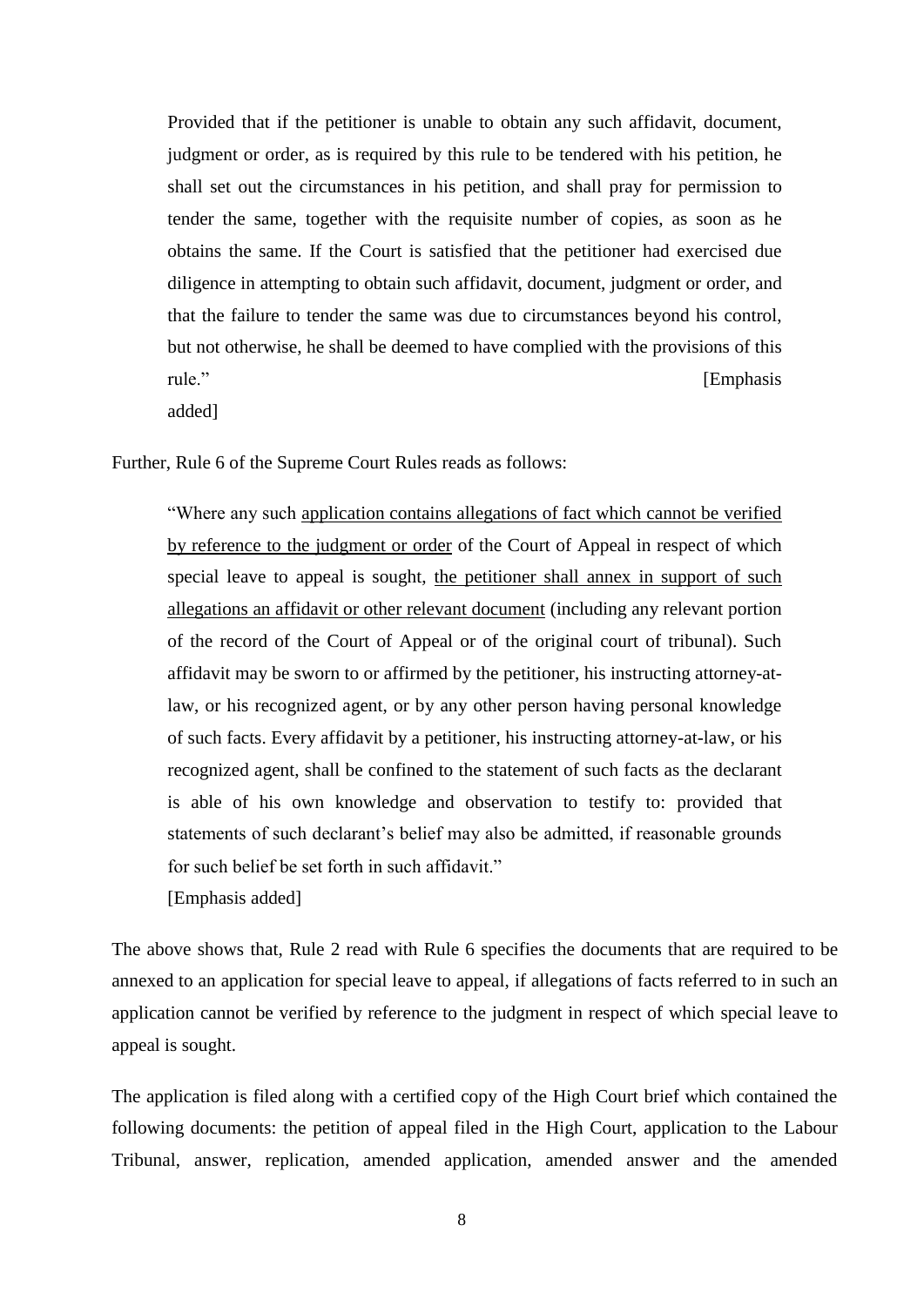> Provided that if the petitioner is unable to obtain any such affidavit, document, judgment or order, as is required by this rule to be tendered with his petition, he shall set out the circumstances in his petition, and shall pray for permission to tender the same, together with the requisite number of copies, as soon as he obtains the same. If the Court is satisfied that the petitioner had exercised due diligence in attempting to obtain such affidavit, document, judgment or order, and that the failure to tender the same was due to circumstances beyond his control, but not otherwise, he shall be deemed to have complied with the provisions of this rule." [Emphasis added]

Further, Rule 6 of the Supreme Court Rules reads as follows:

> "Where any such <u>application contains allegations of fact which cannot be verified by reference to the judgment or order</u> of the Court of Appeal in respect of which special leave to appeal is sought, <u>the petitioner shall annex in support of such allegations an affidavit or other relevant document</u> (including any relevant portion of the record of the Court of Appeal or of the original court of tribunal). Such affidavit may be sworn to or affirmed by the petitioner, his instructing attorney-at-law, or his recognized agent, or by any other person having personal knowledge of such facts. Every affidavit by a petitioner, his instructing attorney-at-law, or his recognized agent, shall be confined to the statement of such facts as the declarant is able of his own knowledge and observation to testify to: provided that statements of such declarant's belief may also be admitted, if reasonable grounds for such belief be set forth in such affidavit."
>
> [Emphasis added]

The above shows that, Rule 2 read with Rule 6 specifies the documents that are required to be annexed to an application for special leave to appeal, if allegations of facts referred to in such an application cannot be verified by reference to the judgment in respect of which special leave to appeal is sought.

The application is filed along with a certified copy of the High Court brief which contained the following documents: the petition of appeal filed in the High Court, application to the Labour Tribunal, answer, replication, amended application, amended answer and the amended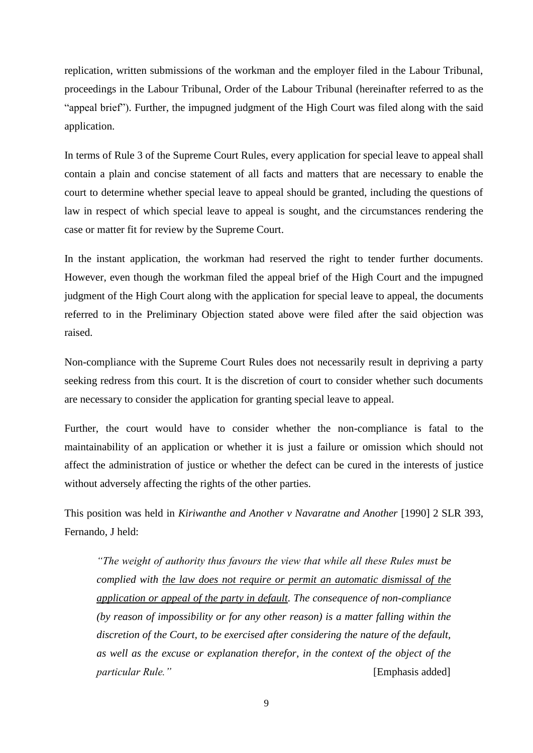replication, written submissions of the workman and the employer filed in the Labour Tribunal, proceedings in the Labour Tribunal, Order of the Labour Tribunal (hereinafter referred to as the "appeal brief"). Further, the impugned judgment of the High Court was filed along with the said application.

In terms of Rule 3 of the Supreme Court Rules, every application for special leave to appeal shall contain a plain and concise statement of all facts and matters that are necessary to enable the court to determine whether special leave to appeal should be granted, including the questions of law in respect of which special leave to appeal is sought, and the circumstances rendering the case or matter fit for review by the Supreme Court.

In the instant application, the workman had reserved the right to tender further documents. However, even though the workman filed the appeal brief of the High Court and the impugned judgment of the High Court along with the application for special leave to appeal, the documents referred to in the Preliminary Objection stated above were filed after the said objection was raised.

Non-compliance with the Supreme Court Rules does not necessarily result in depriving a party seeking redress from this court. It is the discretion of court to consider whether such documents are necessary to consider the application for granting special leave to appeal.

Further, the court would have to consider whether the non-compliance is fatal to the maintainability of an application or whether it is just a failure or omission which should not affect the administration of justice or whether the defect can be cured in the interests of justice without adversely affecting the rights of the other parties.

This position was held in *Kiriwanthe and Another v Navaratne and Another* [1990] 2 SLR 393, Fernando, J held:

> *"The weight of authority thus favours the view that while all these Rules must be complied with <u>the law does not require or permit an automatic dismissal of the application or appeal of the party in default</u>. The consequence of non-compliance (by reason of impossibility or for any other reason) is a matter falling within the discretion of the Court, to be exercised after considering the nature of the default, as well as the excuse or explanation therefor, in the context of the object of the particular Rule."* [Emphasis added]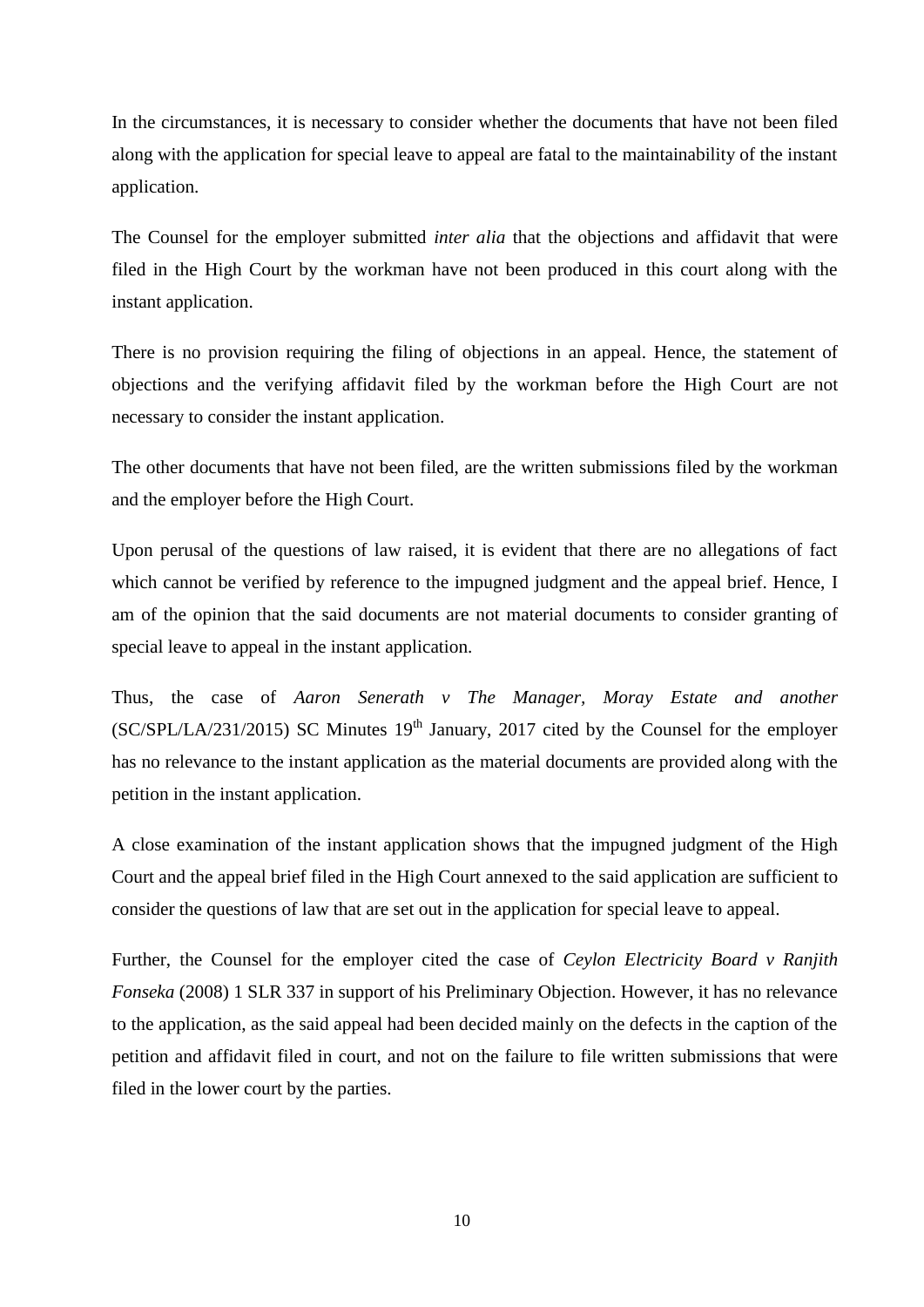In the circumstances, it is necessary to consider whether the documents that have not been filed along with the application for special leave to appeal are fatal to the maintainability of the instant application.

The Counsel for the employer submitted *inter alia* that the objections and affidavit that were filed in the High Court by the workman have not been produced in this court along with the instant application.

There is no provision requiring the filing of objections in an appeal. Hence, the statement of objections and the verifying affidavit filed by the workman before the High Court are not necessary to consider the instant application.

The other documents that have not been filed, are the written submissions filed by the workman and the employer before the High Court.

Upon perusal of the questions of law raised, it is evident that there are no allegations of fact which cannot be verified by reference to the impugned judgment and the appeal brief. Hence, I am of the opinion that the said documents are not material documents to consider granting of special leave to appeal in the instant application.

Thus, the case of *Aaron Senerath v The Manager, Moray Estate and another* (SC/SPL/LA/231/2015) SC Minutes 19th January, 2017 cited by the Counsel for the employer has no relevance to the instant application as the material documents are provided along with the petition in the instant application.

A close examination of the instant application shows that the impugned judgment of the High Court and the appeal brief filed in the High Court annexed to the said application are sufficient to consider the questions of law that are set out in the application for special leave to appeal.

Further, the Counsel for the employer cited the case of *Ceylon Electricity Board v Ranjith Fonseka* (2008) 1 SLR 337 in support of his Preliminary Objection. However, it has no relevance to the application, as the said appeal had been decided mainly on the defects in the caption of the petition and affidavit filed in court, and not on the failure to file written submissions that were filed in the lower court by the parties.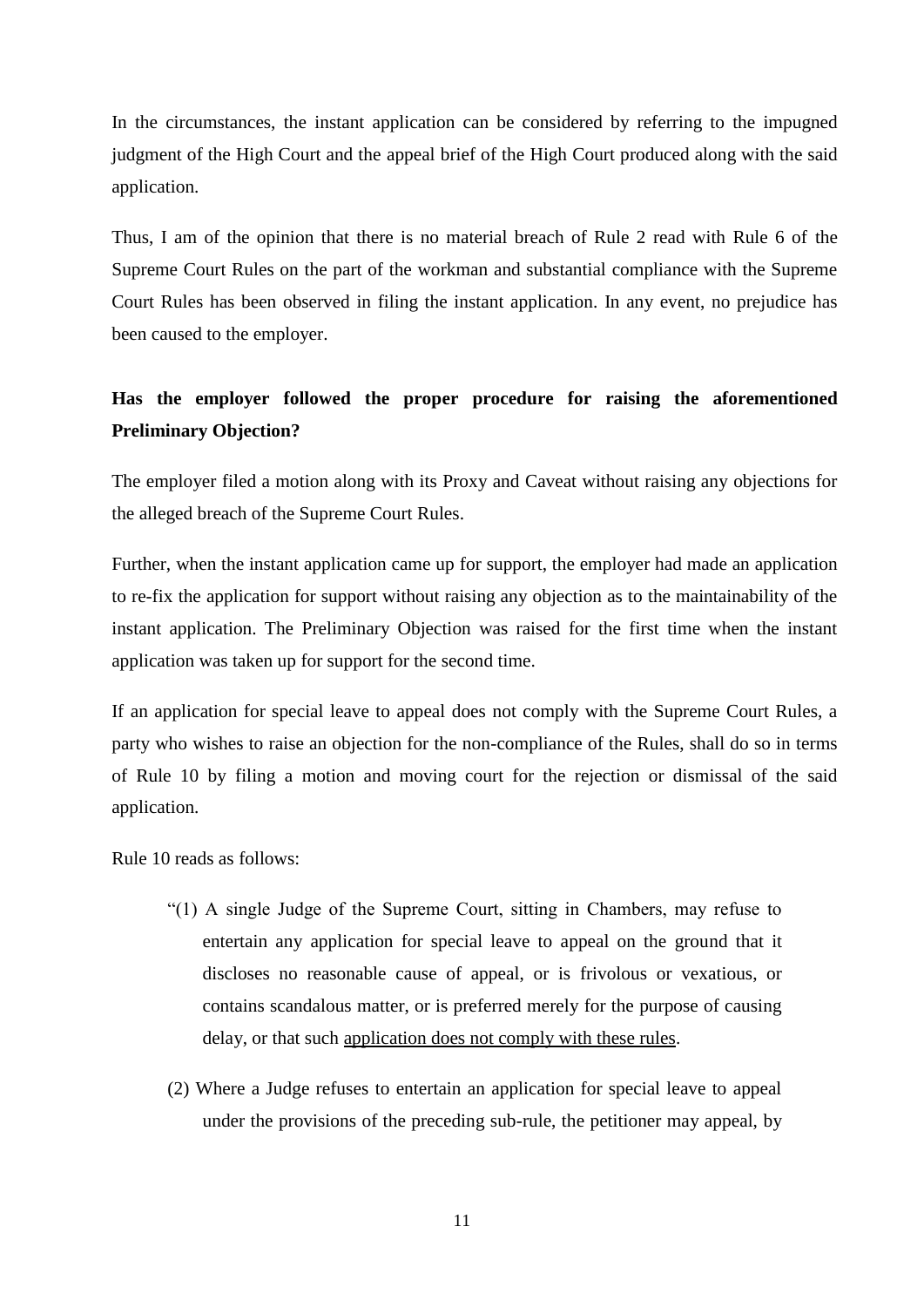In the circumstances, the instant application can be considered by referring to the impugned judgment of the High Court and the appeal brief of the High Court produced along with the said application.

Thus, I am of the opinion that there is no material breach of Rule 2 read with Rule 6 of the Supreme Court Rules on the part of the workman and substantial compliance with the Supreme Court Rules has been observed in filing the instant application. In any event, no prejudice has been caused to the employer.

**Has the employer followed the proper procedure for raising the aforementioned Preliminary Objection?**

The employer filed a motion along with its Proxy and Caveat without raising any objections for the alleged breach of the Supreme Court Rules.

Further, when the instant application came up for support, the employer had made an application to re-fix the application for support without raising any objection as to the maintainability of the instant application. The Preliminary Objection was raised for the first time when the instant application was taken up for support for the second time.

If an application for special leave to appeal does not comply with the Supreme Court Rules, a party who wishes to raise an objection for the non-compliance of the Rules, shall do so in terms of Rule 10 by filing a motion and moving court for the rejection or dismissal of the said application.

Rule 10 reads as follows:

> "(1) A single Judge of the Supreme Court, sitting in Chambers, may refuse to entertain any application for special leave to appeal on the ground that it discloses no reasonable cause of appeal, or is frivolous or vexatious, or contains scandalous matter, or is preferred merely for the purpose of causing delay, or that such <u>application does not comply with these rules</u>.
>
> (2) Where a Judge refuses to entertain an application for special leave to appeal under the provisions of the preceding sub-rule, the petitioner may appeal, by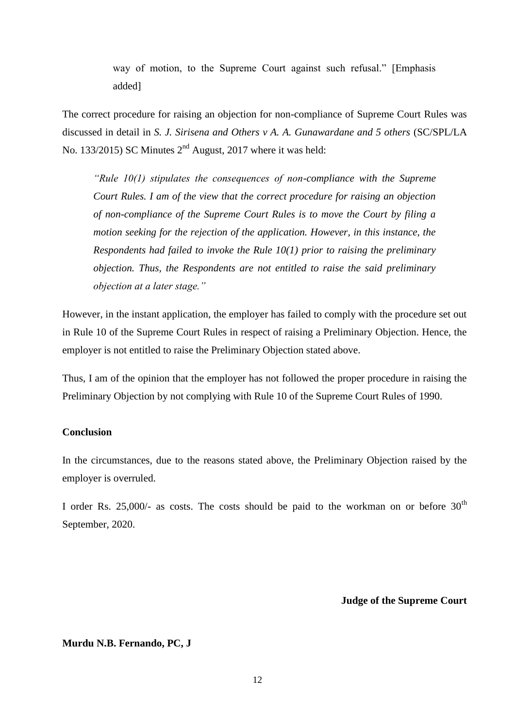way of motion, to the Supreme Court against such refusal." [Emphasis added]

The correct procedure for raising an objection for non-compliance of Supreme Court Rules was discussed in detail in *S. J. Sirisena and Others v A. A. Gunawardane and 5 others* (SC/SPL/LA No. 133/2015) SC Minutes 2nd August, 2017 where it was held:

> *"Rule 10(1) stipulates the consequences of non-compliance with the Supreme Court Rules. I am of the view that the correct procedure for raising an objection of non-compliance of the Supreme Court Rules is to move the Court by filing a motion seeking for the rejection of the application. However, in this instance, the Respondents had failed to invoke the Rule 10(1) prior to raising the preliminary objection. Thus, the Respondents are not entitled to raise the said preliminary objection at a later stage."*

However, in the instant application, the employer has failed to comply with the procedure set out in Rule 10 of the Supreme Court Rules in respect of raising a Preliminary Objection. Hence, the employer is not entitled to raise the Preliminary Objection stated above.

Thus, I am of the opinion that the employer has not followed the proper procedure in raising the Preliminary Objection by not complying with Rule 10 of the Supreme Court Rules of 1990.

**Conclusion**

In the circumstances, due to the reasons stated above, the Preliminary Objection raised by the employer is overruled.

I order Rs. 25,000/- as costs. The costs should be paid to the workman on or before 30th September, 2020.

**Judge of the Supreme Court**

**Murdu N.B. Fernando, PC, J**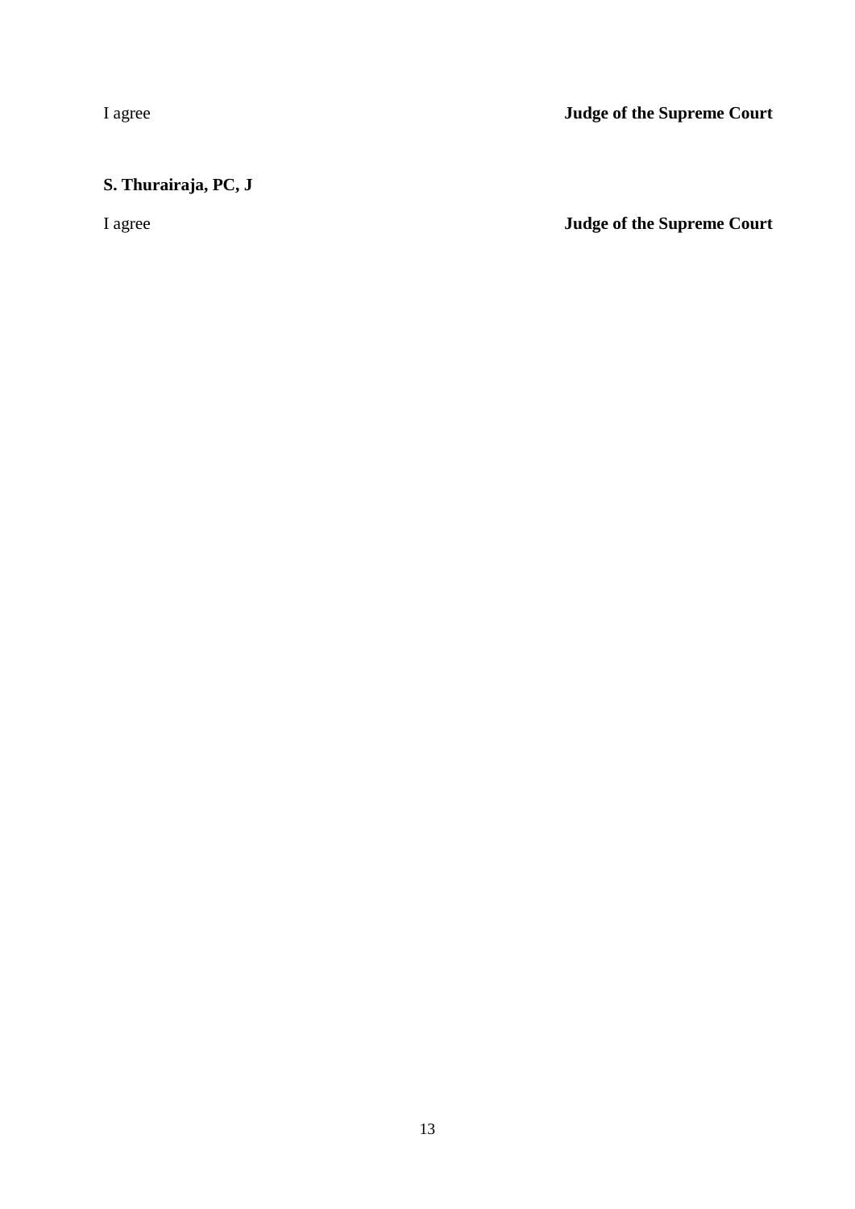I agree **Judge of the Supreme Court**

**S. Thurairaja, PC, J**

I agree **Judge of the Supreme Court**